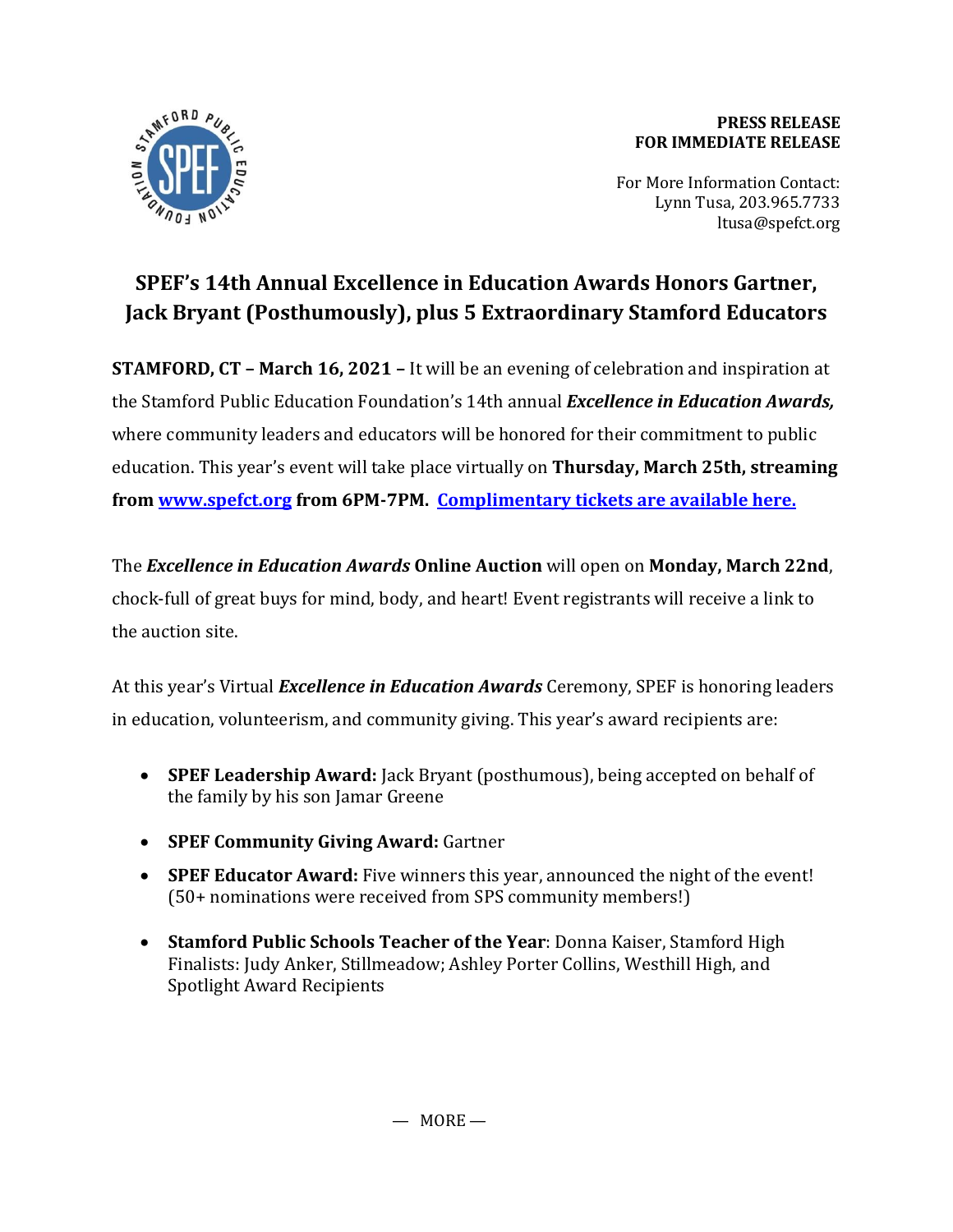**PRESS RELEASE**
**FOR IMMEDIATE RELEASE**

For More Information Contact:
Lynn Tusa, 203.965.7733
ltusa@spefct.org

# SPEF's 14th Annual Excellence in Education Awards Honors Gartner, Jack Bryant (Posthumously), plus 5 Extraordinary Stamford Educators

**STAMFORD, CT – March 16, 2021 –** It will be an evening of celebration and inspiration at the Stamford Public Education Foundation's 14th annual ***Excellence in Education Awards,*** where community leaders and educators will be honored for their commitment to public education. This year's event will take place virtually on **Thursday, March 25th, streaming from [www.spefct.org](www.spefct.org) from 6PM-7PM.** **Complimentary tickets are available here.**

The ***Excellence in Education Awards*** **Online Auction** will open on **Monday, March 22nd**, chock-full of great buys for mind, body, and heart! Event registrants will receive a link to the auction site.

At this year's Virtual ***Excellence in Education Awards*** Ceremony, SPEF is honoring leaders in education, volunteerism, and community giving. This year's award recipients are:

- **SPEF Leadership Award:** Jack Bryant (posthumous), being accepted on behalf of the family by his son Jamar Greene
- **SPEF Community Giving Award:** Gartner
- **SPEF Educator Award:** Five winners this year, announced the night of the event! (50+ nominations were received from SPS community members!)
- **Stamford Public Schools Teacher of the Year**: Donna Kaiser, Stamford High Finalists: Judy Anker, Stillmeadow; Ashley Porter Collins, Westhill High, and Spotlight Award Recipients

— MORE —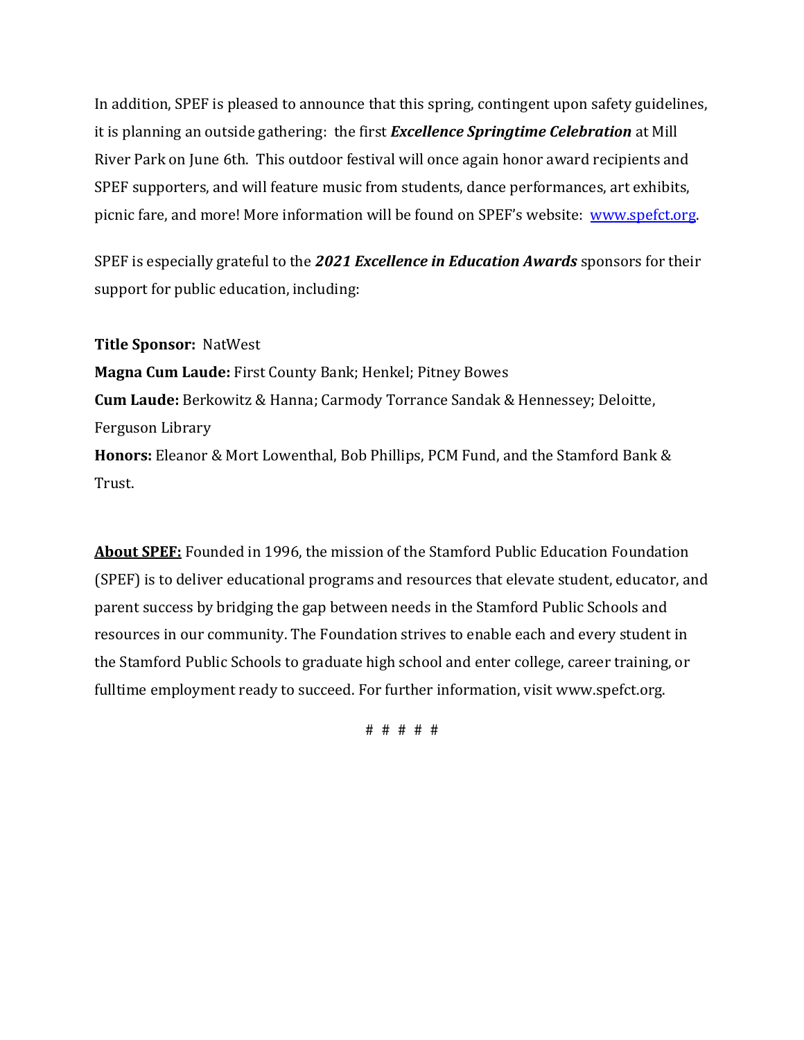In addition, SPEF is pleased to announce that this spring, contingent upon safety guidelines, it is planning an outside gathering: the first ***Excellence Springtime Celebration*** at Mill River Park on June 6th. This outdoor festival will once again honor award recipients and SPEF supporters, and will feature music from students, dance performances, art exhibits, picnic fare, and more! More information will be found on SPEF's website: [www.spefct.org](http://www.spefct.org).

SPEF is especially grateful to the ***2021 Excellence in Education Awards*** sponsors for their support for public education, including:

**Title Sponsor:** NatWest
**Magna Cum Laude:** First County Bank; Henkel; Pitney Bowes
**Cum Laude:** Berkowitz & Hanna; Carmody Torrance Sandak & Hennessey; Deloitte, Ferguson Library
**Honors:** Eleanor & Mort Lowenthal, Bob Phillips, PCM Fund, and the Stamford Bank & Trust.

**About SPEF:** Founded in 1996, the mission of the Stamford Public Education Foundation (SPEF) is to deliver educational programs and resources that elevate student, educator, and parent success by bridging the gap between needs in the Stamford Public Schools and resources in our community. The Foundation strives to enable each and every student in the Stamford Public Schools to graduate high school and enter college, career training, or fulltime employment ready to succeed. For further information, visit www.spefct.org.

# # # # #